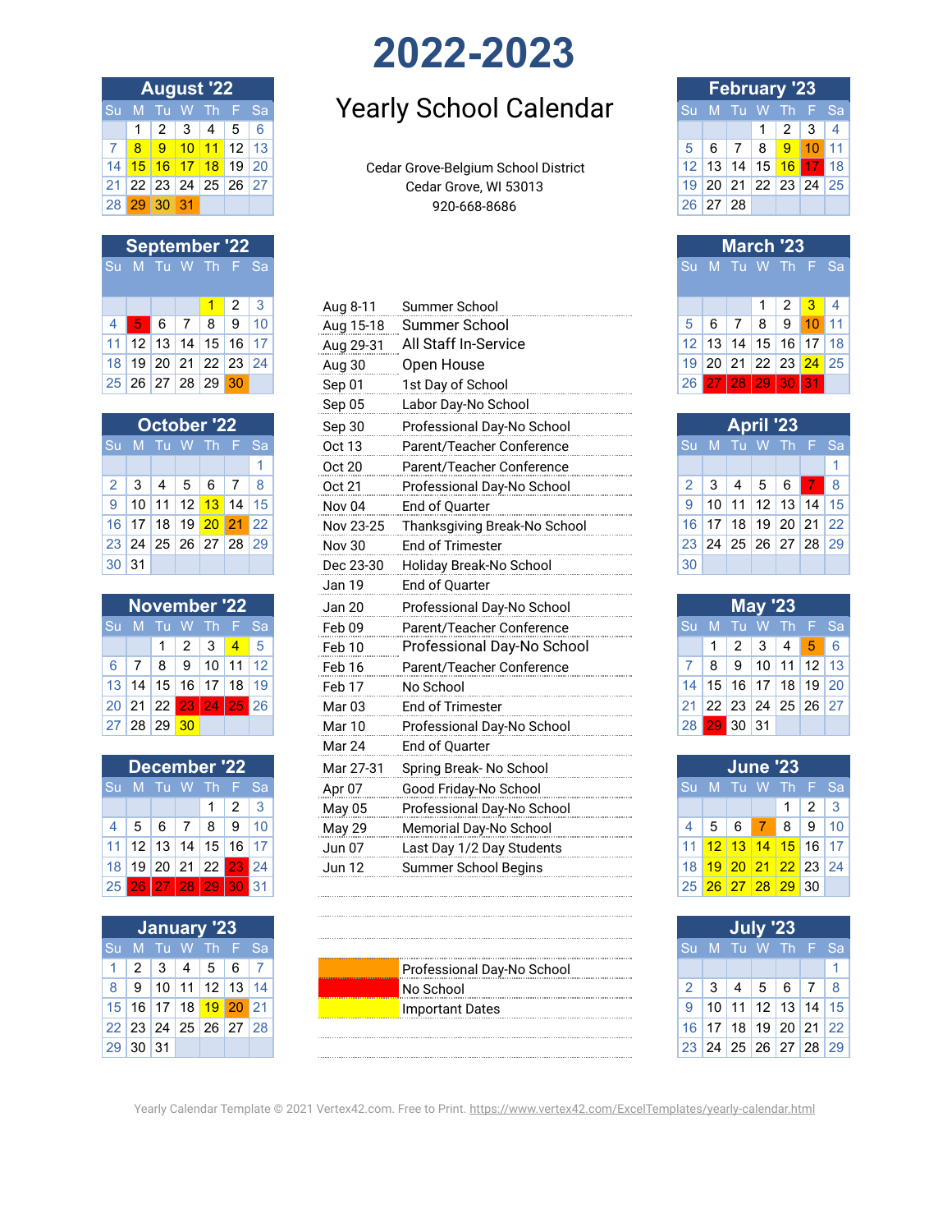# 2022-2023

## Yearly School Calendar

Cedar Grove-Belgium School District
Cedar Grove, WI 53013
920-668-8686

### August '22

| Su | M | Tu | W | Th | F | Sa |
|---|---|---|---|---|---|---|
| | 1 | 2 | 3 | 4 | 5 | 6 |
| 7 | 8 | 9 | 10 | 11 | 12 | 13 |
| 14 | 15 | 16 | 17 | 18 | 19 | 20 |
| 21 | 22 | 23 | 24 | 25 | 26 | 27 |
| 28 | 29 | 30 | 31 | | | |

### September '22

| Su | M | Tu | W | Th | F | Sa |
|---|---|---|---|---|---|---|
| | | | | 1 | 2 | 3 |
| 4 | 5 | 6 | 7 | 8 | 9 | 10 |
| 11 | 12 | 13 | 14 | 15 | 16 | 17 |
| 18 | 19 | 20 | 21 | 22 | 23 | 24 |
| 25 | 26 | 27 | 28 | 29 | 30 | |

### October '22

| Su | M | Tu | W | Th | F | Sa |
|---|---|---|---|---|---|---|
| | | | | | | 1 |
| 2 | 3 | 4 | 5 | 6 | 7 | 8 |
| 9 | 10 | 11 | 12 | 13 | 14 | 15 |
| 16 | 17 | 18 | 19 | 20 | 21 | 22 |
| 23 | 24 | 25 | 26 | 27 | 28 | 29 |
| 30 | 31 | | | | | |

### November '22

| Su | M | Tu | W | Th | F | Sa |
|---|---|---|---|---|---|---|
| | | 1 | 2 | 3 | 4 | 5 |
| 6 | 7 | 8 | 9 | 10 | 11 | 12 |
| 13 | 14 | 15 | 16 | 17 | 18 | 19 |
| 20 | 21 | 22 | 23 | 24 | 25 | 26 |
| 27 | 28 | 29 | 30 | | | |

### December '22

| Su | M | Tu | W | Th | F | Sa |
|---|---|---|---|---|---|---|
| | | | | 1 | 2 | 3 |
| 4 | 5 | 6 | 7 | 8 | 9 | 10 |
| 11 | 12 | 13 | 14 | 15 | 16 | 17 |
| 18 | 19 | 20 | 21 | 22 | 23 | 24 |
| 25 | 26 | 27 | 28 | 29 | 30 | 31 |

### January '23

| Su | M | Tu | W | Th | F | Sa |
|---|---|---|---|---|---|---|
| 1 | 2 | 3 | 4 | 5 | 6 | 7 |
| 8 | 9 | 10 | 11 | 12 | 13 | 14 |
| 15 | 16 | 17 | 18 | 19 | 20 | 21 |
| 22 | 23 | 24 | 25 | 26 | 27 | 28 |
| 29 | 30 | 31 | | | | |

### February '23

| Su | M | Tu | W | Th | F | Sa |
|---|---|---|---|---|---|---|
| | | | 1 | 2 | 3 | 4 |
| 5 | 6 | 7 | 8 | 9 | 10 | 11 |
| 12 | 13 | 14 | 15 | 16 | 17 | 18 |
| 19 | 20 | 21 | 22 | 23 | 24 | 25 |
| 26 | 27 | 28 | | | | |

### March '23

| Su | M | Tu | W | Th | F | Sa |
|---|---|---|---|---|---|---|
| | | | 1 | 2 | 3 | 4 |
| 5 | 6 | 7 | 8 | 9 | 10 | 11 |
| 12 | 13 | 14 | 15 | 16 | 17 | 18 |
| 19 | 20 | 21 | 22 | 23 | 24 | 25 |
| 26 | 27 | 28 | 29 | 30 | 31 | |

### April '23

| Su | M | Tu | W | Th | F | Sa |
|---|---|---|---|---|---|---|
| | | | | | | 1 |
| 2 | 3 | 4 | 5 | 6 | 7 | 8 |
| 9 | 10 | 11 | 12 | 13 | 14 | 15 |
| 16 | 17 | 18 | 19 | 20 | 21 | 22 |
| 23 | 24 | 25 | 26 | 27 | 28 | 29 |
| 30 | | | | | | |

### May '23

| Su | M | Tu | W | Th | F | Sa |
|---|---|---|---|---|---|---|
| | 1 | 2 | 3 | 4 | 5 | 6 |
| 7 | 8 | 9 | 10 | 11 | 12 | 13 |
| 14 | 15 | 16 | 17 | 18 | 19 | 20 |
| 21 | 22 | 23 | 24 | 25 | 26 | 27 |
| 28 | 29 | 30 | 31 | | | |

### June '23

| Su | M | Tu | W | Th | F | Sa |
|---|---|---|---|---|---|---|
| | | | | 1 | 2 | 3 |
| 4 | 5 | 6 | 7 | 8 | 9 | 10 |
| 11 | 12 | 13 | 14 | 15 | 16 | 17 |
| 18 | 19 | 20 | 21 | 22 | 23 | 24 |
| 25 | 26 | 27 | 28 | 29 | 30 | |

### July '23

| Su | M | Tu | W | Th | F | Sa |
|---|---|---|---|---|---|---|
| | | | | | | 1 |
| 2 | 3 | 4 | 5 | 6 | 7 | 8 |
| 9 | 10 | 11 | 12 | 13 | 14 | 15 |
| 16 | 17 | 18 | 19 | 20 | 21 | 22 |
| 23 | 24 | 25 | 26 | 27 | 28 | 29 |

### Important Dates

| | |
|---|---|
| Aug 8-11 | Summer School |
| Aug 15-18 | Summer School |
| Aug 29-31 | All Staff In-Service |
| Aug 30 | Open House |
| Sep 01 | 1st Day of School |
| Sep 05 | Labor Day-No School |
| Sep 30 | Professional Day-No School |
| Oct 13 | Parent/Teacher Conference |
| Oct 20 | Parent/Teacher Conference |
| Oct 21 | Professional Day-No School |
| Nov 04 | End of Quarter |
| Nov 23-25 | Thanksgiving Break-No School |
| Nov 30 | End of Trimester |
| Dec 23-30 | Holiday Break-No School |
| Jan 19 | End of Quarter |
| Jan 20 | Professional Day-No School |
| Feb 09 | Parent/Teacher Conference |
| Feb 10 | Professional Day-No School |
| Feb 16 | Parent/Teacher Conference |
| Feb 17 | No School |
| Mar 03 | End of Trimester |
| Mar 10 | Professional Day-No School |
| Mar 24 | End of Quarter |
| Mar 27-31 | Spring Break- No School |
| Apr 07 | Good Friday-No School |
| May 05 | Professional Day-No School |
| May 29 | Memorial Day-No School |
| Jun 07 | Last Day 1/2 Day Students |
| Jun 12 | Summer School Begins |

**Legend:**

- Orange: Professional Day-No School
- Red: No School
- Yellow: Important Dates

Yearly Calendar Template © 2021 Vertex42.com. Free to Print. https://www.vertex42.com/ExcelTemplates/yearly-calendar.html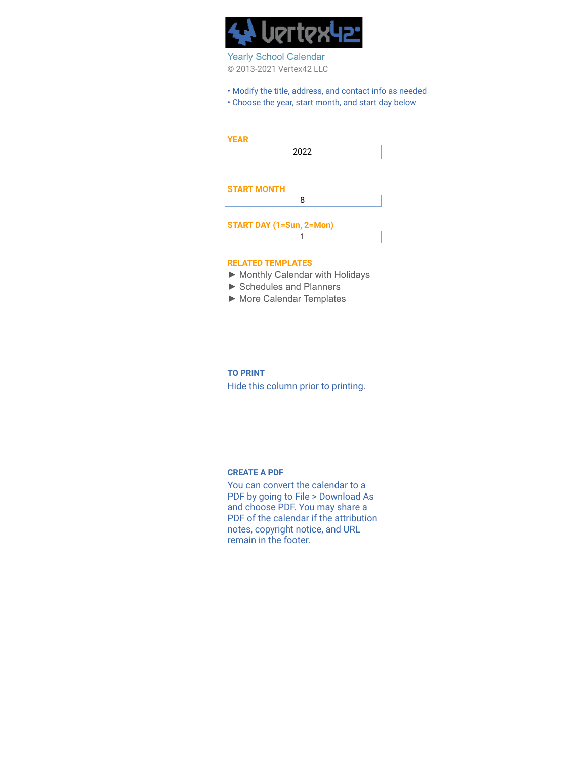Vertex42

Yearly School Calendar

© 2013-2021 Vertex42 LLC

• Modify the title, address, and contact info as needed
• Choose the year, start month, and start day below

**YEAR**

2022

**START MONTH**

8

**START DAY (1=Sun, 2=Mon)**

1

**RELATED TEMPLATES**

► Monthly Calendar with Holidays
► Schedules and Planners
► More Calendar Templates

**TO PRINT**

Hide this column prior to printing.

**CREATE A PDF**

You can convert the calendar to a PDF by going to File > Download As and choose PDF. You may share a PDF of the calendar if the attribution notes, copyright notice, and URL remain in the footer.